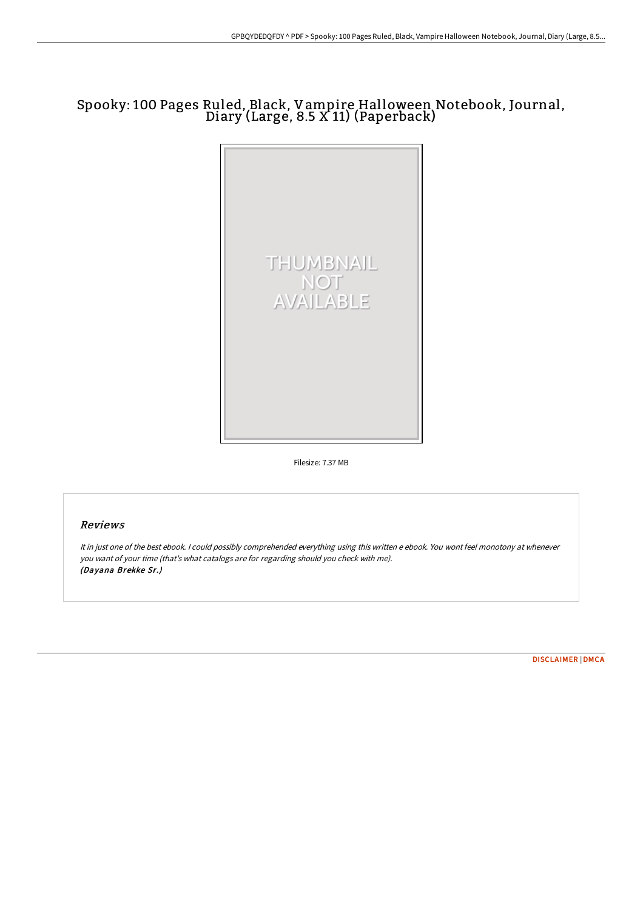# Spooky: 100 Pages Ruled, Black, Vampire Halloween Notebook, Journal, Diary (Large, 8.5 X 11) (Paperback)

THUMBNAIL NOT AVAILABLE

Filesize: 7.37 MB

## Reviews

*It in just one of the best ebook. I could possibly comprehended everything using this written e ebook. You wont feel monotony at whenever you want of your time (that's what catalogs are for regarding should you check with me).*
***(Dayana Brekke Sr.)***

DISCLAIMER | DMCA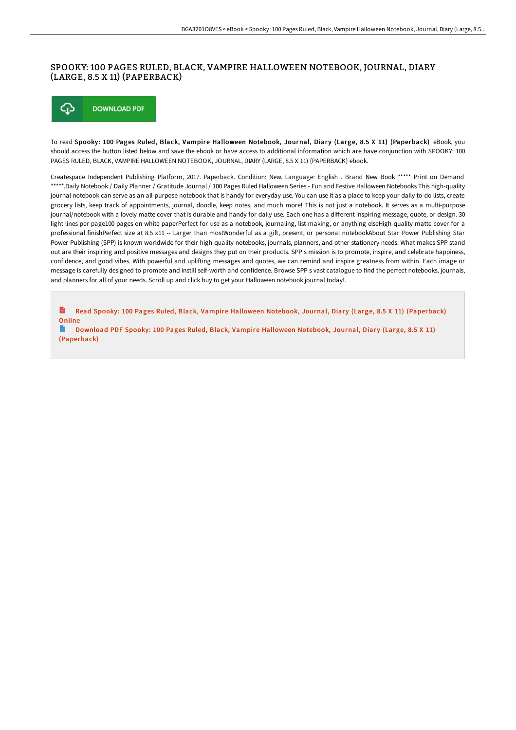# SPOOKY: 100 PAGES RULED, BLACK, VAMPIRE HALLOWEEN NOTEBOOK, JOURNAL, DIARY (LARGE, 8.5 X 11) (PAPERBACK)

DOWNLOAD PDF

To read **Spooky: 100 Pages Ruled, Black, Vampire Halloween Notebook, Journal, Diary (Large, 8.5 X 11) (Paperback)** eBook, you should access the button listed below and save the ebook or have access to additional information which are have conjunction with SPOOKY: 100 PAGES RULED, BLACK, VAMPIRE HALLOWEEN NOTEBOOK, JOURNAL, DIARY (LARGE, 8.5 X 11) (PAPERBACK) ebook.

Createspace Independent Publishing Platform, 2017. Paperback. Condition: New. Language: English . Brand New Book ***** Print on Demand *****.Daily Notebook / Daily Planner / Gratitude Journal / 100 Pages Ruled Halloween Series - Fun and Festive Halloween Notebooks This high-quality journal notebook can serve as an all-purpose notebook that is handy for everyday use. You can use it as a place to keep your daily to-do lists, create grocery lists, keep track of appointments, journal, doodle, keep notes, and much more! This is not just a notebook. It serves as a multi-purpose journal/notebook with a lovely matte cover that is durable and handy for daily use. Each one has a different inspiring message, quote, or design. 30 light lines per page100 pages on white paperPerfect for use as a notebook, journaling, list-making, or anything elseHigh-quality matte cover for a professional finishPerfect size at 8.5 x11 -- Larger than mostWonderful as a gift, present, or personal notebookAbout Star Power Publishing Star Power Publishing (SPP) is known worldwide for their high-quality notebooks, journals, planners, and other stationery needs. What makes SPP stand out are their inspiring and positive messages and designs they put on their products. SPP s mission is to promote, inspire, and celebrate happiness, confidence, and good vibes. With powerful and uplifting messages and quotes, we can remind and inspire greatness from within. Each image or message is carefully designed to promote and instill self-worth and confidence. Browse SPP s vast catalogue to find the perfect notebooks, journals, and planners for all of your needs. Scroll up and click buy to get your Halloween notebook journal today!.

Read Spooky: 100 Pages Ruled, Black, Vampire Halloween Notebook, Journal, Diary (Large, 8.5 X 11) (Paperback) Online

Download PDF Spooky: 100 Pages Ruled, Black, Vampire Halloween Notebook, Journal, Diary (Large, 8.5 X 11) (Paperback)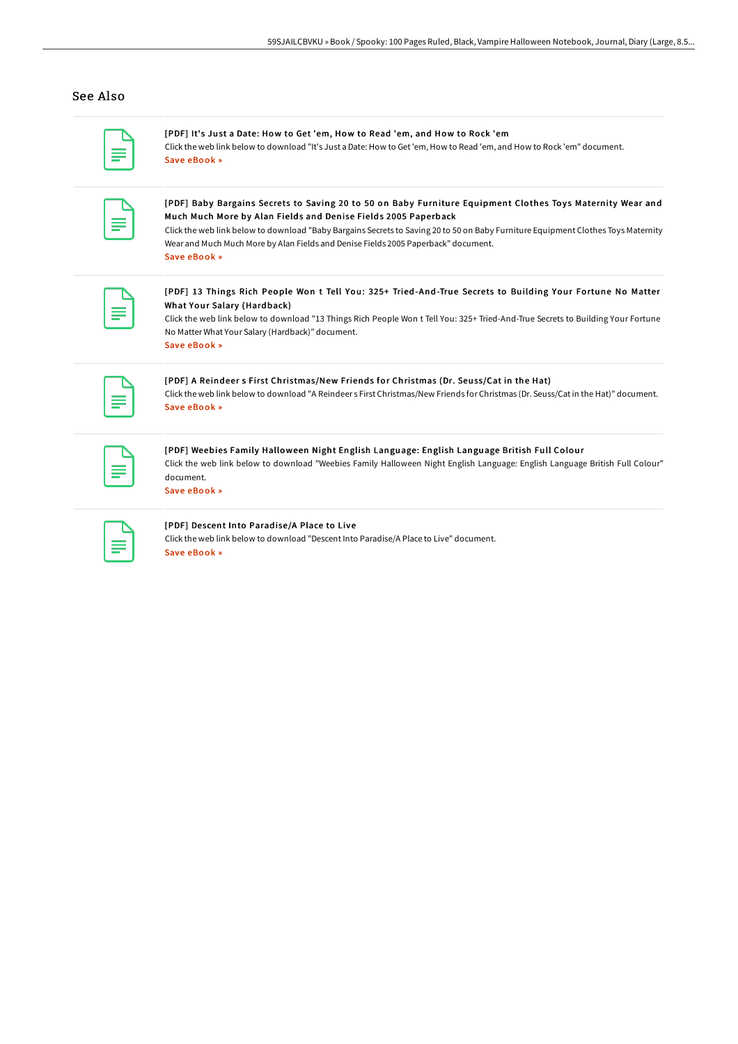## See Also

[PDF] It's Just a Date: How to Get 'em, How to Read 'em, and How to Rock 'em
Click the web link below to download "It's Just a Date: How to Get 'em, How to Read 'em, and How to Rock 'em" document.
Save eBook »

[PDF] Baby Bargains Secrets to Saving 20 to 50 on Baby Furniture Equipment Clothes Toys Maternity Wear and Much Much More by Alan Fields and Denise Fields 2005 Paperback
Click the web link below to download "Baby Bargains Secrets to Saving 20 to 50 on Baby Furniture Equipment Clothes Toys Maternity Wear and Much Much More by Alan Fields and Denise Fields 2005 Paperback" document.
Save eBook »

[PDF] 13 Things Rich People Won t Tell You: 325+ Tried-And-True Secrets to Building Your Fortune No Matter What Your Salary (Hardback)
Click the web link below to download "13 Things Rich People Won t Tell You: 325+ Tried-And-True Secrets to Building Your Fortune No Matter What Your Salary (Hardback)" document.
Save eBook »

[PDF] A Reindeer s First Christmas/New Friends for Christmas (Dr. Seuss/Cat in the Hat)
Click the web link below to download "A Reindeer s First Christmas/New Friends for Christmas (Dr. Seuss/Cat in the Hat)" document.
Save eBook »

[PDF] Weebies Family Halloween Night English Language: English Language British Full Colour
Click the web link below to download "Weebies Family Halloween Night English Language: English Language British Full Colour" document.
Save eBook »

[PDF] Descent Into Paradise/A Place to Live
Click the web link below to download "Descent Into Paradise/A Place to Live" document.
Save eBook »